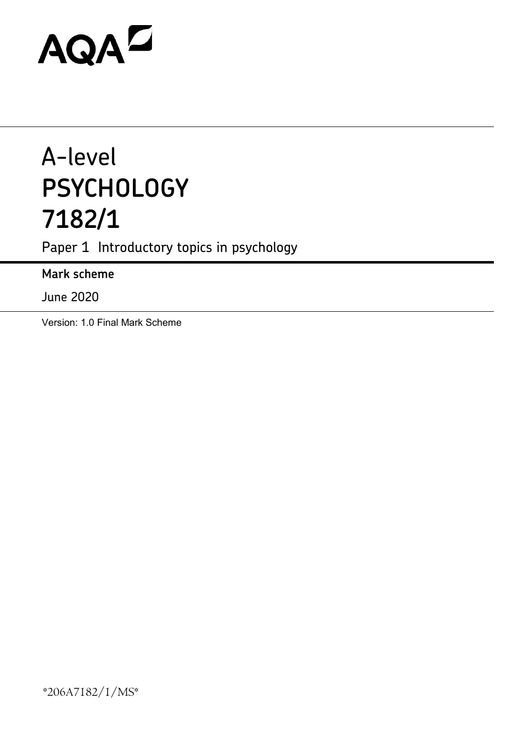AQA

# A-level
# PSYCHOLOGY
# 7182/1

Paper 1 Introductory topics in psychology

**Mark scheme**

June 2020

Version: 1.0 Final Mark Scheme

*206A7182/1/MS*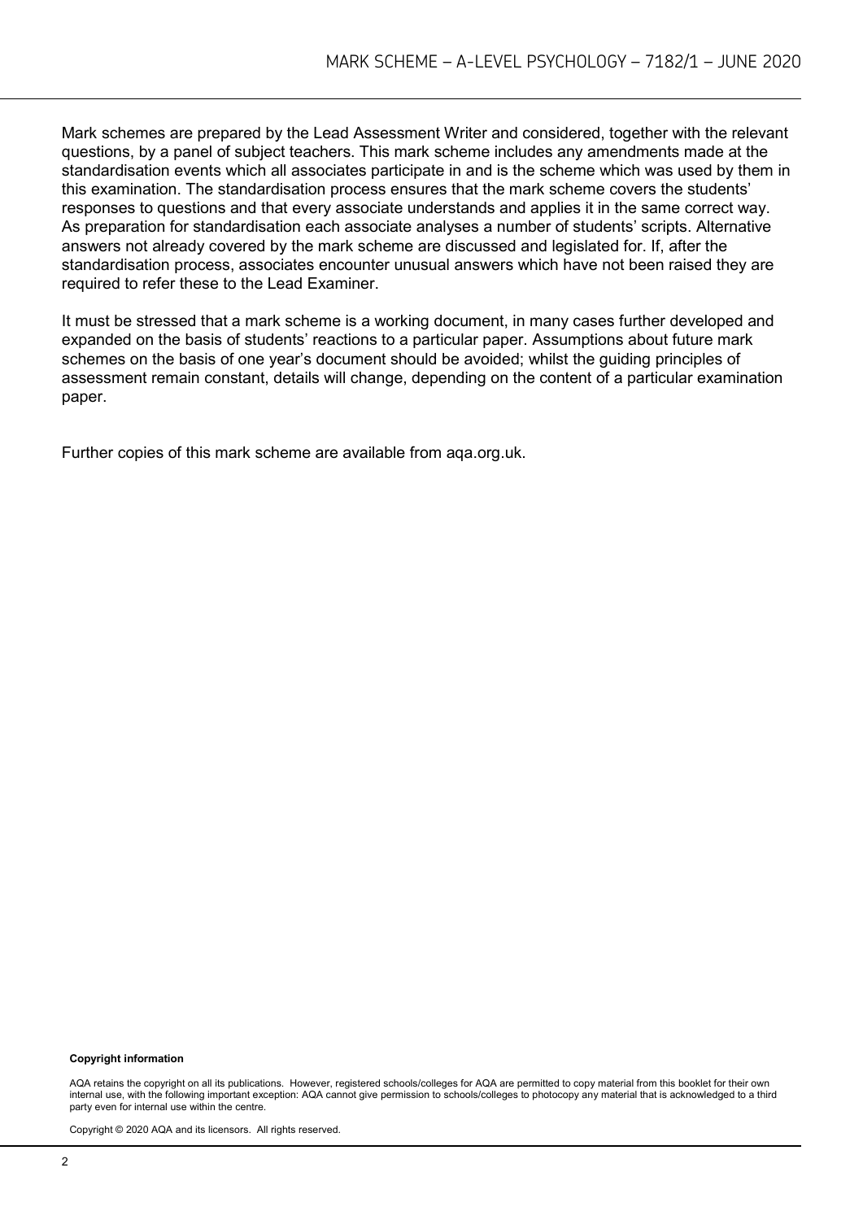Mark schemes are prepared by the Lead Assessment Writer and considered, together with the relevant questions, by a panel of subject teachers. This mark scheme includes any amendments made at the standardisation events which all associates participate in and is the scheme which was used by them in this examination. The standardisation process ensures that the mark scheme covers the students' responses to questions and that every associate understands and applies it in the same correct way. As preparation for standardisation each associate analyses a number of students' scripts. Alternative answers not already covered by the mark scheme are discussed and legislated for. If, after the standardisation process, associates encounter unusual answers which have not been raised they are required to refer these to the Lead Examiner.

It must be stressed that a mark scheme is a working document, in many cases further developed and expanded on the basis of students' reactions to a particular paper. Assumptions about future mark schemes on the basis of one year's document should be avoided; whilst the guiding principles of assessment remain constant, details will change, depending on the content of a particular examination paper.

Further copies of this mark scheme are available from aqa.org.uk.

**Copyright information**

AQA retains the copyright on all its publications. However, registered schools/colleges for AQA are permitted to copy material from this booklet for their own internal use, with the following important exception: AQA cannot give permission to schools/colleges to photocopy any material that is acknowledged to a third party even for internal use within the centre.

Copyright © 2020 AQA and its licensors. All rights reserved.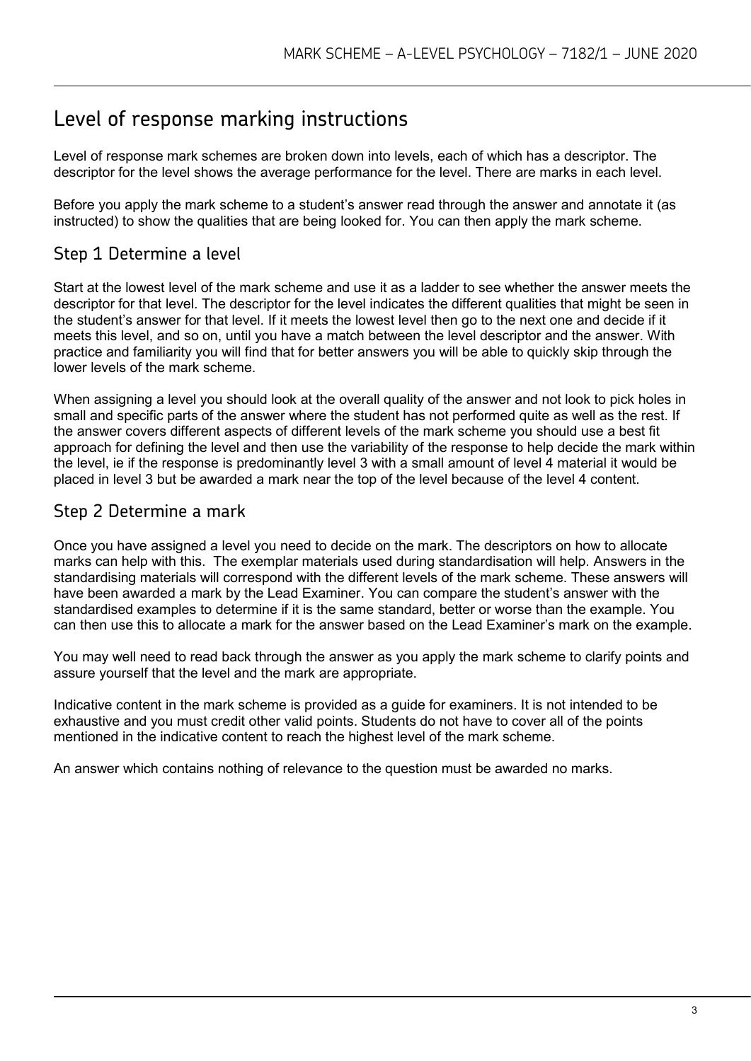# Level of response marking instructions

Level of response mark schemes are broken down into levels, each of which has a descriptor. The descriptor for the level shows the average performance for the level. There are marks in each level.

Before you apply the mark scheme to a student's answer read through the answer and annotate it (as instructed) to show the qualities that are being looked for. You can then apply the mark scheme.

## Step 1 Determine a level

Start at the lowest level of the mark scheme and use it as a ladder to see whether the answer meets the descriptor for that level. The descriptor for the level indicates the different qualities that might be seen in the student's answer for that level. If it meets the lowest level then go to the next one and decide if it meets this level, and so on, until you have a match between the level descriptor and the answer. With practice and familiarity you will find that for better answers you will be able to quickly skip through the lower levels of the mark scheme.

When assigning a level you should look at the overall quality of the answer and not look to pick holes in small and specific parts of the answer where the student has not performed quite as well as the rest. If the answer covers different aspects of different levels of the mark scheme you should use a best fit approach for defining the level and then use the variability of the response to help decide the mark within the level, ie if the response is predominantly level 3 with a small amount of level 4 material it would be placed in level 3 but be awarded a mark near the top of the level because of the level 4 content.

## Step 2 Determine a mark

Once you have assigned a level you need to decide on the mark. The descriptors on how to allocate marks can help with this. The exemplar materials used during standardisation will help. Answers in the standardising materials will correspond with the different levels of the mark scheme. These answers will have been awarded a mark by the Lead Examiner. You can compare the student's answer with the standardised examples to determine if it is the same standard, better or worse than the example. You can then use this to allocate a mark for the answer based on the Lead Examiner's mark on the example.

You may well need to read back through the answer as you apply the mark scheme to clarify points and assure yourself that the level and the mark are appropriate.

Indicative content in the mark scheme is provided as a guide for examiners. It is not intended to be exhaustive and you must credit other valid points. Students do not have to cover all of the points mentioned in the indicative content to reach the highest level of the mark scheme.

An answer which contains nothing of relevance to the question must be awarded no marks.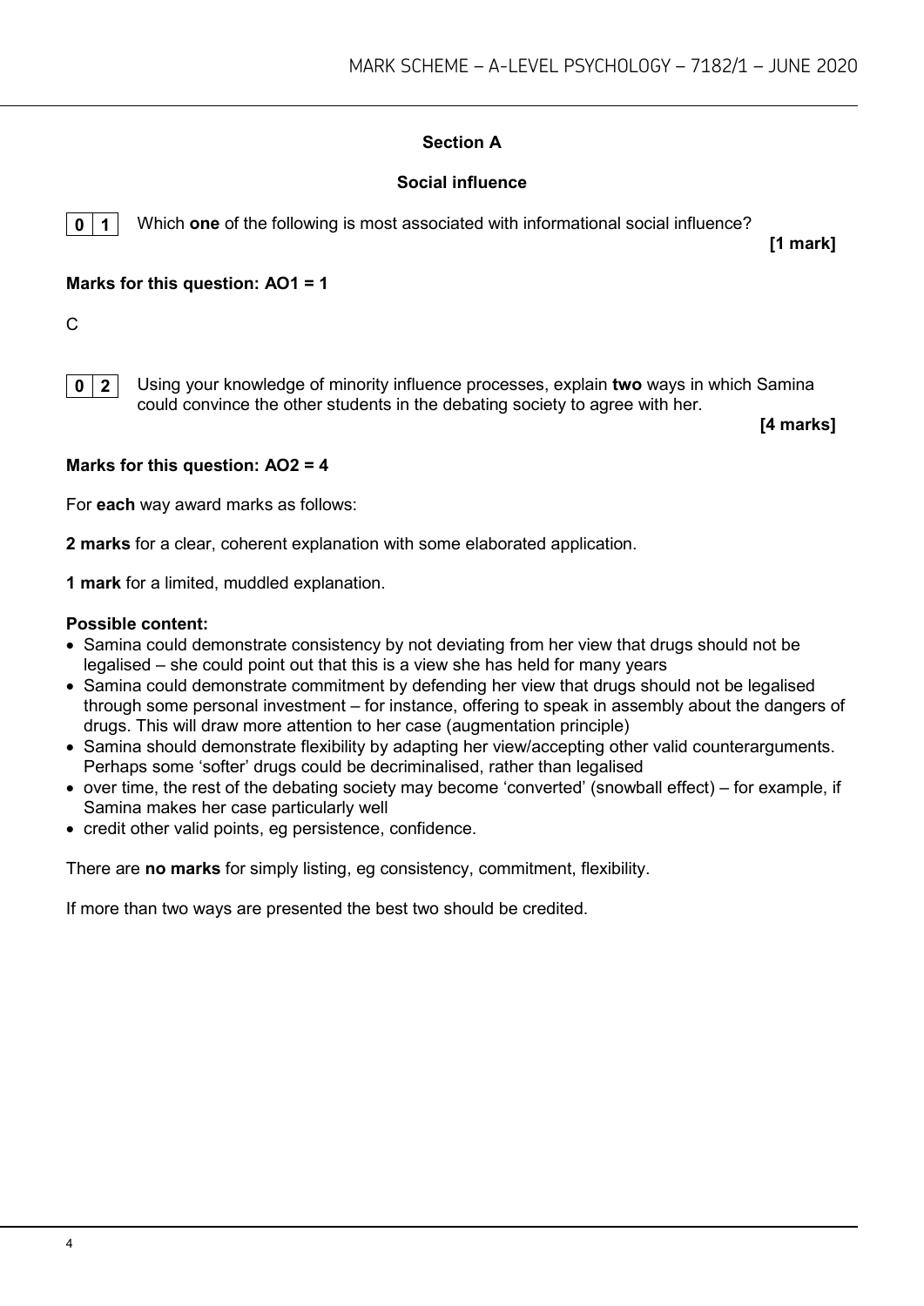## Section A

### Social influence

**0 1** Which **one** of the following is most associated with informational social influence?

**[1 mark]**

**Marks for this question: AO1 = 1**

C

**0 2** Using your knowledge of minority influence processes, explain **two** ways in which Samina could convince the other students in the debating society to agree with her.

**[4 marks]**

**Marks for this question: AO2 = 4**

For **each** way award marks as follows:

**2 marks** for a clear, coherent explanation with some elaborated application.

**1 mark** for a limited, muddled explanation.

**Possible content:**

- Samina could demonstrate consistency by not deviating from her view that drugs should not be legalised – she could point out that this is a view she has held for many years
- Samina could demonstrate commitment by defending her view that drugs should not be legalised through some personal investment – for instance, offering to speak in assembly about the dangers of drugs. This will draw more attention to her case (augmentation principle)
- Samina should demonstrate flexibility by adapting her view/accepting other valid counterarguments. Perhaps some 'softer' drugs could be decriminalised, rather than legalised
- over time, the rest of the debating society may become 'converted' (snowball effect) – for example, if Samina makes her case particularly well
- credit other valid points, eg persistence, confidence.

There are **no marks** for simply listing, eg consistency, commitment, flexibility.

If more than two ways are presented the best two should be credited.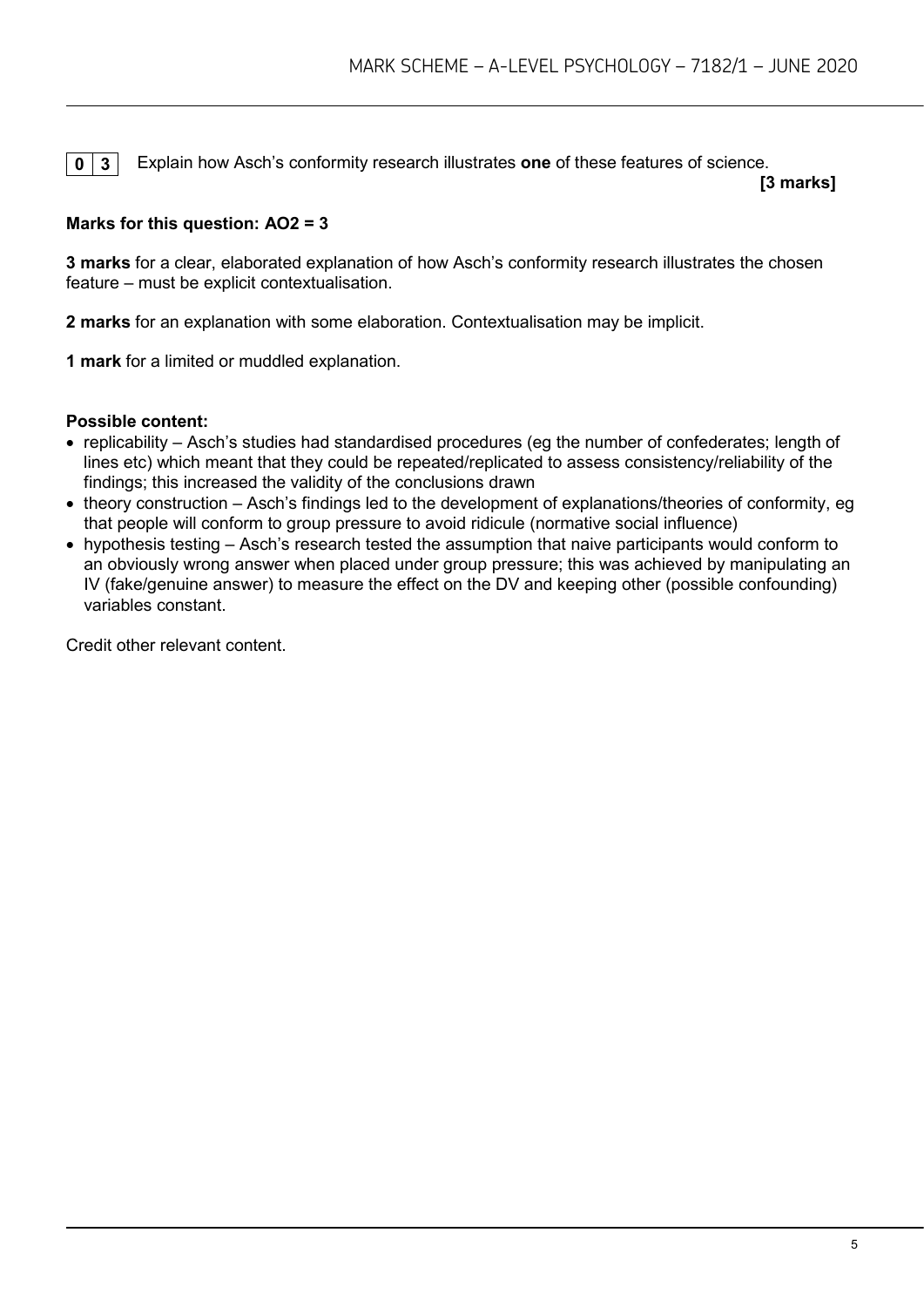**0 3** Explain how Asch's conformity research illustrates **one** of these features of science.

**[3 marks]**

**Marks for this question: AO2 = 3**

**3 marks** for a clear, elaborated explanation of how Asch's conformity research illustrates the chosen feature – must be explicit contextualisation.

**2 marks** for an explanation with some elaboration. Contextualisation may be implicit.

**1 mark** for a limited or muddled explanation.

**Possible content:**

- replicability – Asch's studies had standardised procedures (eg the number of confederates; length of lines etc) which meant that they could be repeated/replicated to assess consistency/reliability of the findings; this increased the validity of the conclusions drawn
- theory construction – Asch's findings led to the development of explanations/theories of conformity, eg that people will conform to group pressure to avoid ridicule (normative social influence)
- hypothesis testing – Asch's research tested the assumption that naive participants would conform to an obviously wrong answer when placed under group pressure; this was achieved by manipulating an IV (fake/genuine answer) to measure the effect on the DV and keeping other (possible confounding) variables constant.

Credit other relevant content.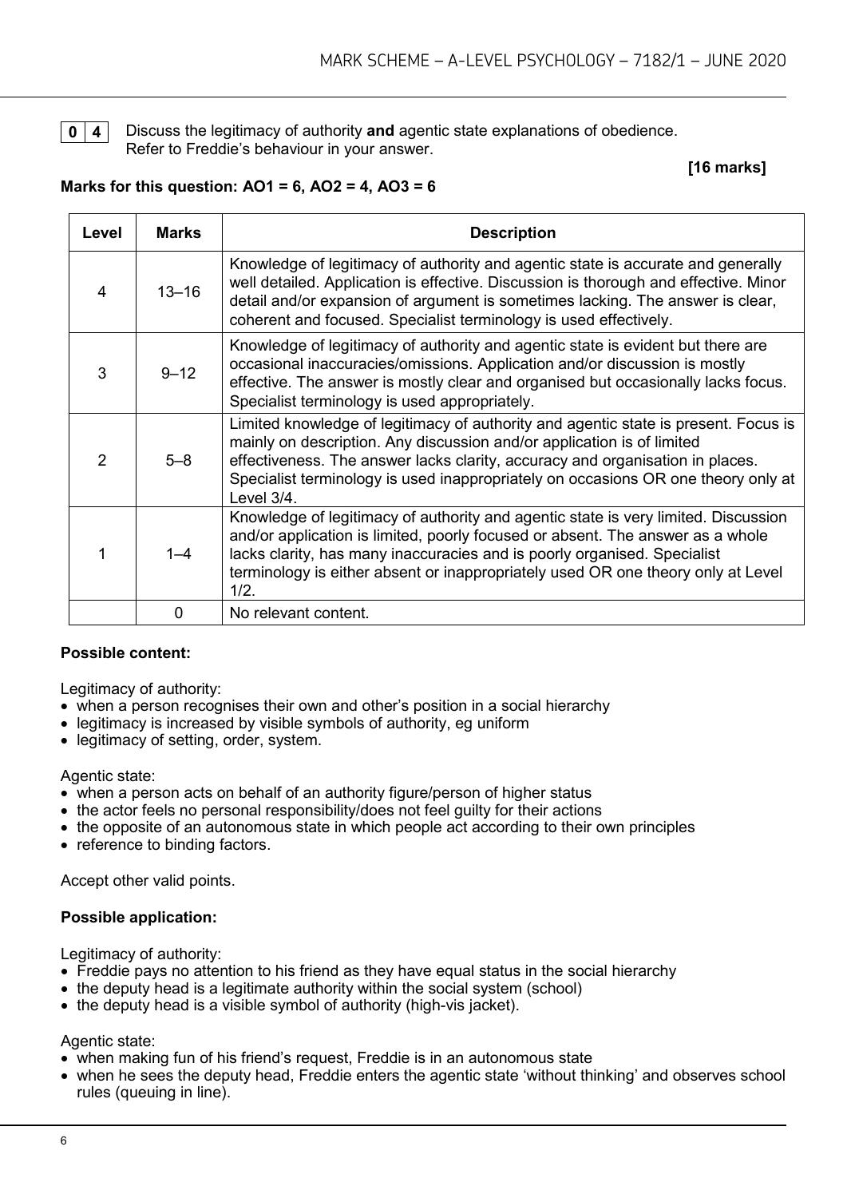**0 4** Discuss the legitimacy of authority **and** agentic state explanations of obedience. Refer to Freddie's behaviour in your answer.

**[16 marks]**

**Marks for this question: AO1 = 6, AO2 = 4, AO3 = 6**

| Level | Marks | Description |
|---|---|---|
| 4 | 13–16 | Knowledge of legitimacy of authority and agentic state is accurate and generally well detailed. Application is effective. Discussion is thorough and effective. Minor detail and/or expansion of argument is sometimes lacking. The answer is clear, coherent and focused. Specialist terminology is used effectively. |
| 3 | 9–12 | Knowledge of legitimacy of authority and agentic state is evident but there are occasional inaccuracies/omissions. Application and/or discussion is mostly effective. The answer is mostly clear and organised but occasionally lacks focus. Specialist terminology is used appropriately. |
| 2 | 5–8 | Limited knowledge of legitimacy of authority and agentic state is present. Focus is mainly on description. Any discussion and/or application is of limited effectiveness. The answer lacks clarity, accuracy and organisation in places. Specialist terminology is used inappropriately on occasions OR one theory only at Level 3/4. |
| 1 | 1–4 | Knowledge of legitimacy of authority and agentic state is very limited. Discussion and/or application is limited, poorly focused or absent. The answer as a whole lacks clarity, has many inaccuracies and is poorly organised. Specialist terminology is either absent or inappropriately used OR one theory only at Level 1/2. |
| | 0 | No relevant content. |

**Possible content:**

Legitimacy of authority:

- when a person recognises their own and other's position in a social hierarchy
- legitimacy is increased by visible symbols of authority, eg uniform
- legitimacy of setting, order, system.

Agentic state:

- when a person acts on behalf of an authority figure/person of higher status
- the actor feels no personal responsibility/does not feel guilty for their actions
- the opposite of an autonomous state in which people act according to their own principles
- reference to binding factors.

Accept other valid points.

**Possible application:**

Legitimacy of authority:

- Freddie pays no attention to his friend as they have equal status in the social hierarchy
- the deputy head is a legitimate authority within the social system (school)
- the deputy head is a visible symbol of authority (high-vis jacket).

Agentic state:

- when making fun of his friend's request, Freddie is in an autonomous state
- when he sees the deputy head, Freddie enters the agentic state 'without thinking' and observes school rules (queuing in line).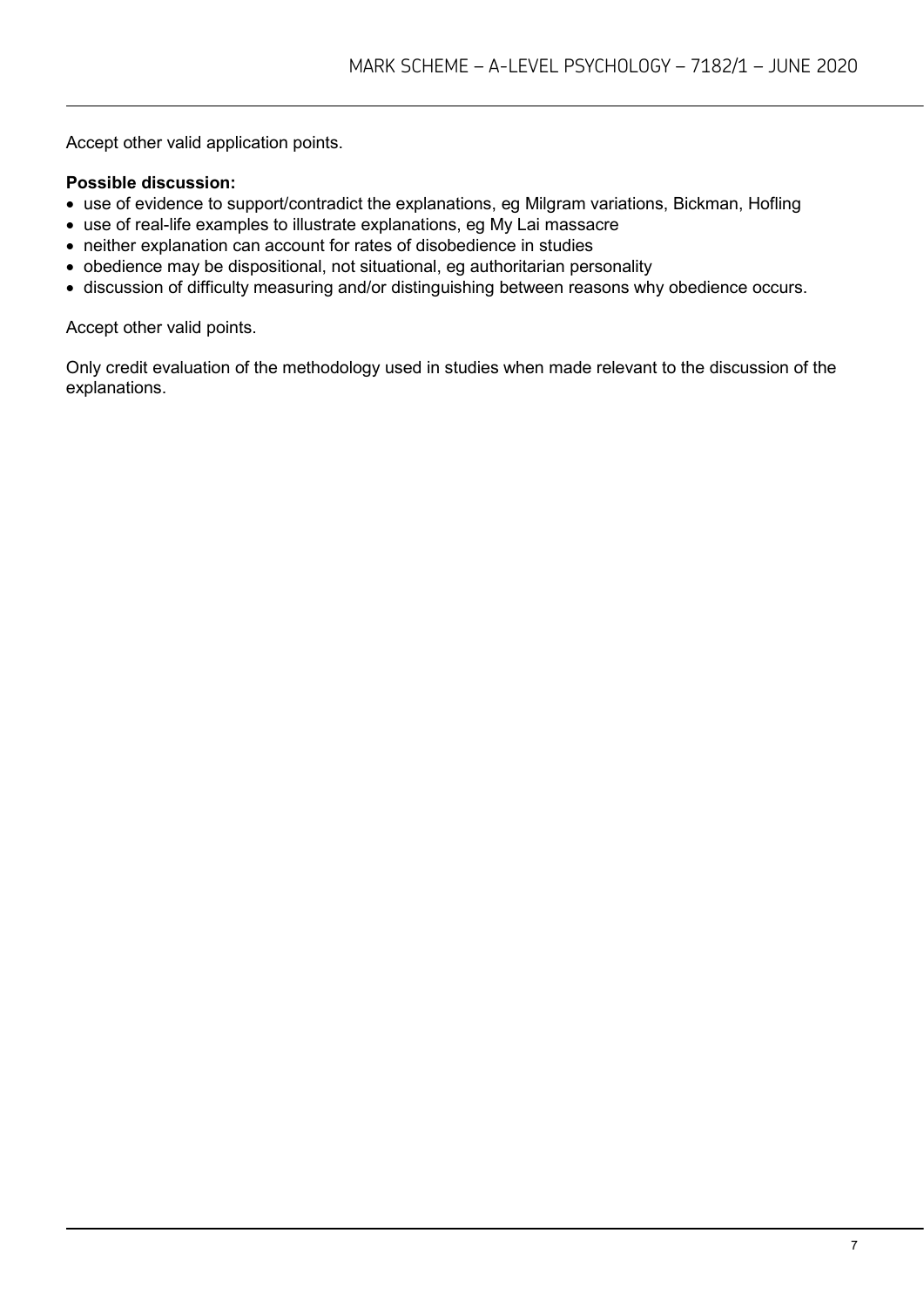Accept other valid application points.

**Possible discussion:**

- use of evidence to support/contradict the explanations, eg Milgram variations, Bickman, Hofling
- use of real-life examples to illustrate explanations, eg My Lai massacre
- neither explanation can account for rates of disobedience in studies
- obedience may be dispositional, not situational, eg authoritarian personality
- discussion of difficulty measuring and/or distinguishing between reasons why obedience occurs.

Accept other valid points.

Only credit evaluation of the methodology used in studies when made relevant to the discussion of the explanations.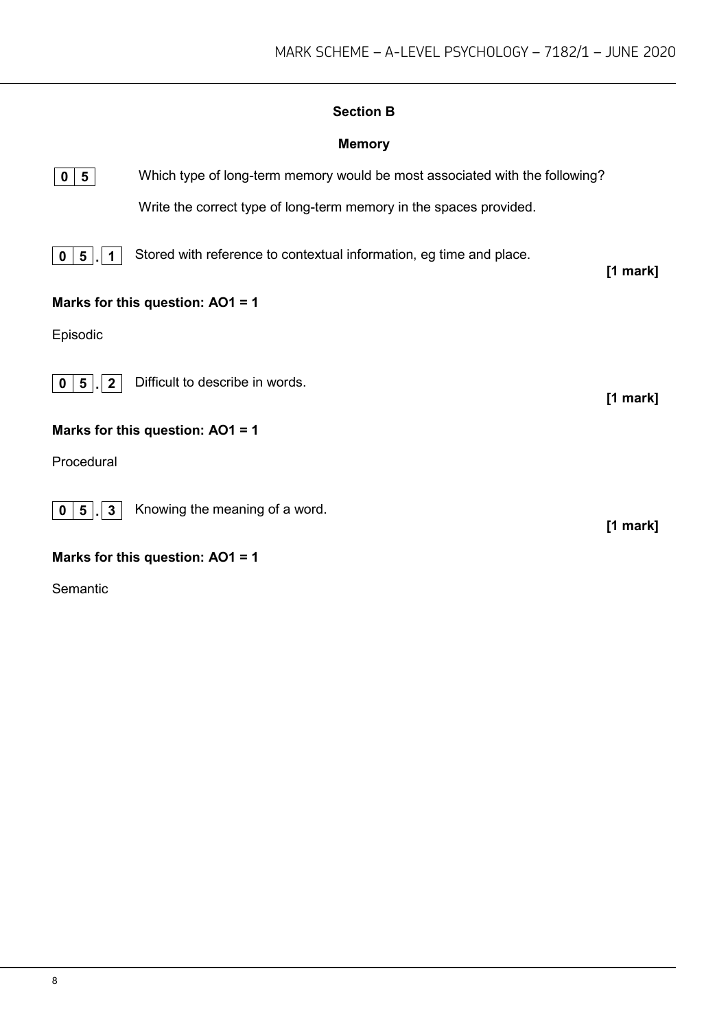## Section B

### Memory

**0 5** Which type of long-term memory would be most associated with the following?

Write the correct type of long-term memory in the spaces provided.

**0 5 . 1** Stored with reference to contextual information, eg time and place. **[1 mark]**

**Marks for this question: AO1 = 1**

Episodic

**0 5 . 2** Difficult to describe in words. **[1 mark]**

**Marks for this question: AO1 = 1**

Procedural

**0 5 . 3** Knowing the meaning of a word. **[1 mark]**

**Marks for this question: AO1 = 1**

Semantic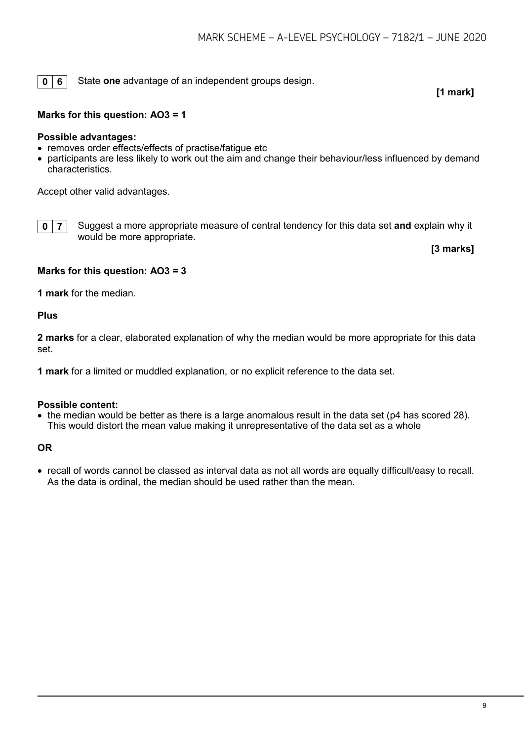**0 6** State **one** advantage of an independent groups design.

**[1 mark]**

**Marks for this question: AO3 = 1**

**Possible advantages:**

- removes order effects/effects of practise/fatigue etc
- participants are less likely to work out the aim and change their behaviour/less influenced by demand characteristics.

Accept other valid advantages.

**0 7** Suggest a more appropriate measure of central tendency for this data set **and** explain why it would be more appropriate.

**[3 marks]**

**Marks for this question: AO3 = 3**

**1 mark** for the median.

**Plus**

**2 marks** for a clear, elaborated explanation of why the median would be more appropriate for this data set.

**1 mark** for a limited or muddled explanation, or no explicit reference to the data set.

**Possible content:**

- the median would be better as there is a large anomalous result in the data set (p4 has scored 28). This would distort the mean value making it unrepresentative of the data set as a whole

**OR**

- recall of words cannot be classed as interval data as not all words are equally difficult/easy to recall. As the data is ordinal, the median should be used rather than the mean.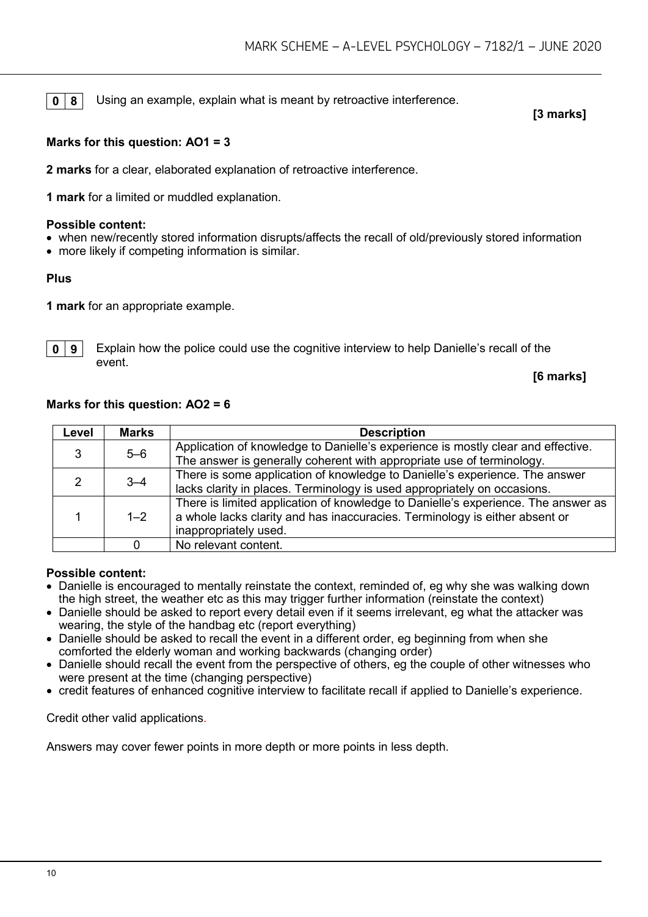**0 8** Using an example, explain what is meant by retroactive interference.

**[3 marks]**

**Marks for this question: AO1 = 3**

**2 marks** for a clear, elaborated explanation of retroactive interference.

**1 mark** for a limited or muddled explanation.

**Possible content:**

- when new/recently stored information disrupts/affects the recall of old/previously stored information
- more likely if competing information is similar.

**Plus**

**1 mark** for an appropriate example.

**0 9** Explain how the police could use the cognitive interview to help Danielle's recall of the event.

**[6 marks]**

**Marks for this question: AO2 = 6**

| Level | Marks | Description |
|---|---|---|
| 3 | 5–6 | Application of knowledge to Danielle's experience is mostly clear and effective. The answer is generally coherent with appropriate use of terminology. |
| 2 | 3–4 | There is some application of knowledge to Danielle's experience. The answer lacks clarity in places. Terminology is used appropriately on occasions. |
| 1 | 1–2 | There is limited application of knowledge to Danielle's experience. The answer as a whole lacks clarity and has inaccuracies. Terminology is either absent or inappropriately used. |
| | 0 | No relevant content. |

**Possible content:**

- Danielle is encouraged to mentally reinstate the context, reminded of, eg why she was walking down the high street, the weather etc as this may trigger further information (reinstate the context)
- Danielle should be asked to report every detail even if it seems irrelevant, eg what the attacker was wearing, the style of the handbag etc (report everything)
- Danielle should be asked to recall the event in a different order, eg beginning from when she comforted the elderly woman and working backwards (changing order)
- Danielle should recall the event from the perspective of others, eg the couple of other witnesses who were present at the time (changing perspective)
- credit features of enhanced cognitive interview to facilitate recall if applied to Danielle's experience.

Credit other valid applications.

Answers may cover fewer points in more depth or more points in less depth.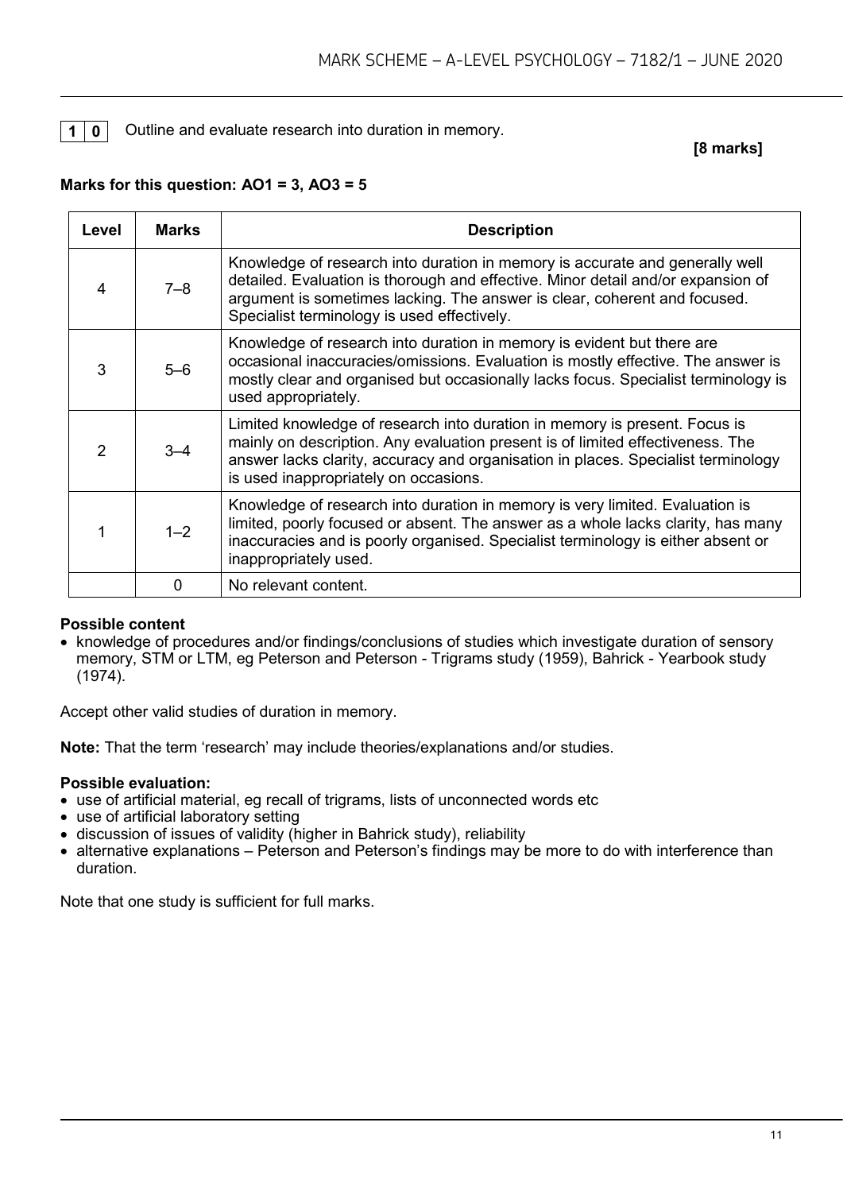**10** Outline and evaluate research into duration in memory.

**[8 marks]**

**Marks for this question: AO1 = 3, AO3 = 5**

| Level | Marks | Description |
|---|---|---|
| 4 | 7–8 | Knowledge of research into duration in memory is accurate and generally well detailed. Evaluation is thorough and effective. Minor detail and/or expansion of argument is sometimes lacking. The answer is clear, coherent and focused. Specialist terminology is used effectively. |
| 3 | 5–6 | Knowledge of research into duration in memory is evident but there are occasional inaccuracies/omissions. Evaluation is mostly effective. The answer is mostly clear and organised but occasionally lacks focus. Specialist terminology is used appropriately. |
| 2 | 3–4 | Limited knowledge of research into duration in memory is present. Focus is mainly on description. Any evaluation present is of limited effectiveness. The answer lacks clarity, accuracy and organisation in places. Specialist terminology is used inappropriately on occasions. |
| 1 | 1–2 | Knowledge of research into duration in memory is very limited. Evaluation is limited, poorly focused or absent. The answer as a whole lacks clarity, has many inaccuracies and is poorly organised. Specialist terminology is either absent or inappropriately used. |
| | 0 | No relevant content. |

**Possible content**

- knowledge of procedures and/or findings/conclusions of studies which investigate duration of sensory memory, STM or LTM, eg Peterson and Peterson - Trigrams study (1959), Bahrick - Yearbook study (1974).

Accept other valid studies of duration in memory.

**Note:** That the term 'research' may include theories/explanations and/or studies.

**Possible evaluation:**

- use of artificial material, eg recall of trigrams, lists of unconnected words etc
- use of artificial laboratory setting
- discussion of issues of validity (higher in Bahrick study), reliability
- alternative explanations – Peterson and Peterson's findings may be more to do with interference than duration.

Note that one study is sufficient for full marks.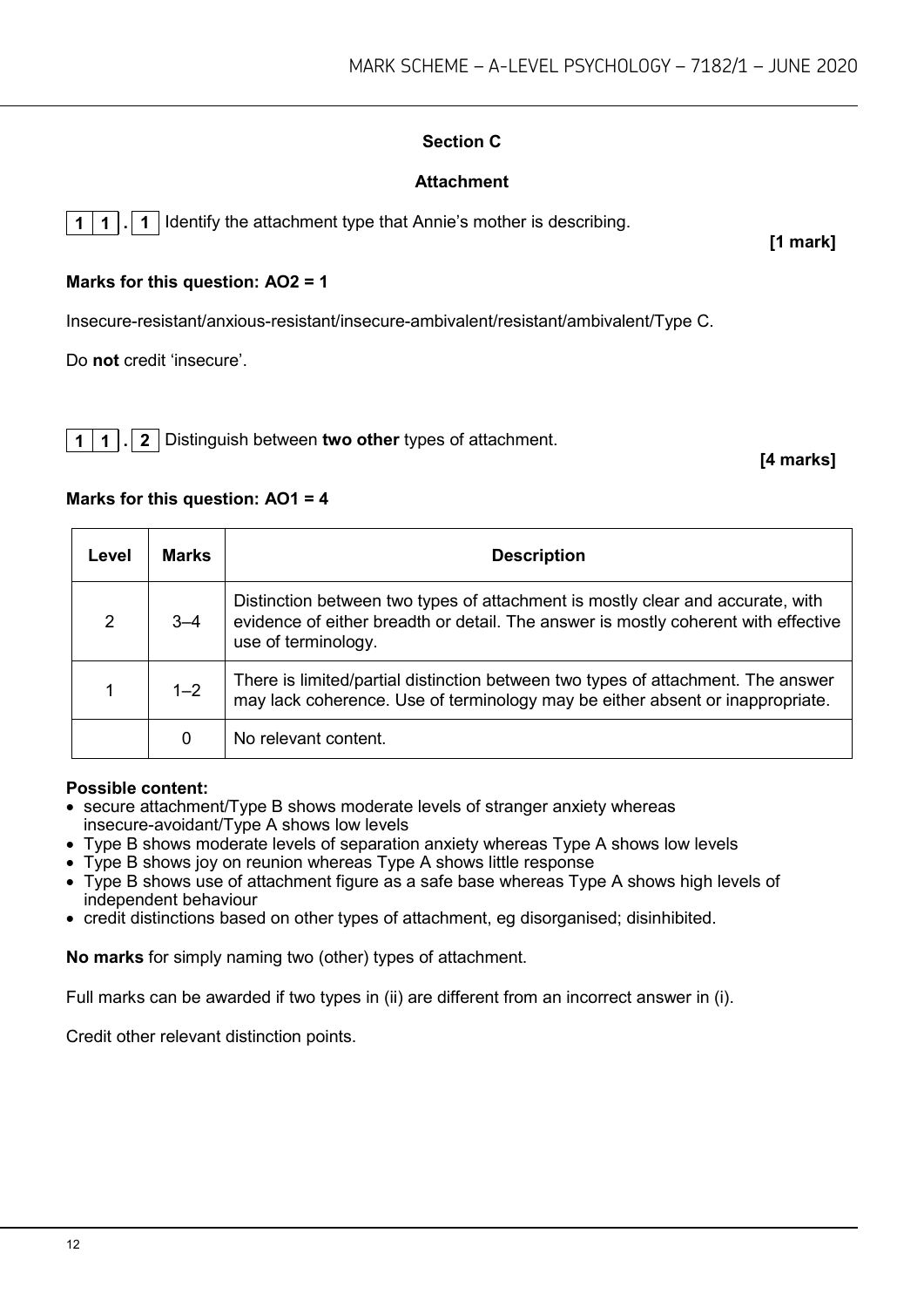## Section C

### Attachment

**1 1 . 1** Identify the attachment type that Annie's mother is describing.

**[1 mark]**

**Marks for this question: AO2 = 1**

Insecure-resistant/anxious-resistant/insecure-ambivalent/resistant/ambivalent/Type C.

Do **not** credit 'insecure'.

**1 1 . 2** Distinguish between **two other** types of attachment.

**[4 marks]**

**Marks for this question: AO1 = 4**

| Level | Marks | Description |
|---|---|---|
| 2 | 3–4 | Distinction between two types of attachment is mostly clear and accurate, with evidence of either breadth or detail. The answer is mostly coherent with effective use of terminology. |
| 1 | 1–2 | There is limited/partial distinction between two types of attachment. The answer may lack coherence. Use of terminology may be either absent or inappropriate. |
| | 0 | No relevant content. |

**Possible content:**

- secure attachment/Type B shows moderate levels of stranger anxiety whereas insecure-avoidant/Type A shows low levels
- Type B shows moderate levels of separation anxiety whereas Type A shows low levels
- Type B shows joy on reunion whereas Type A shows little response
- Type B shows use of attachment figure as a safe base whereas Type A shows high levels of independent behaviour
- credit distinctions based on other types of attachment, eg disorganised; disinhibited.

**No marks** for simply naming two (other) types of attachment.

Full marks can be awarded if two types in (ii) are different from an incorrect answer in (i).

Credit other relevant distinction points.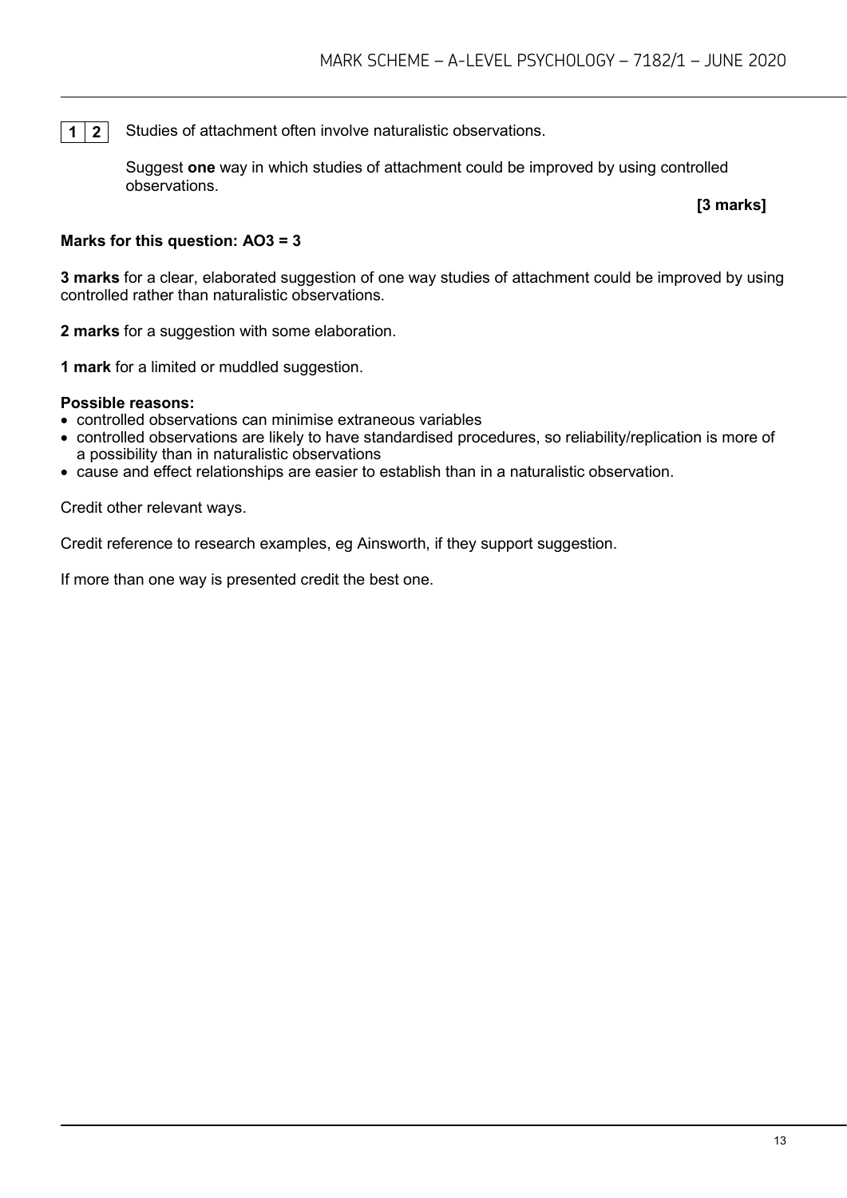**1 2** Studies of attachment often involve naturalistic observations.

Suggest **one** way in which studies of attachment could be improved by using controlled observations.

**[3 marks]**

**Marks for this question: AO3 = 3**

**3 marks** for a clear, elaborated suggestion of one way studies of attachment could be improved by using controlled rather than naturalistic observations.

**2 marks** for a suggestion with some elaboration.

**1 mark** for a limited or muddled suggestion.

**Possible reasons:**

- controlled observations can minimise extraneous variables
- controlled observations are likely to have standardised procedures, so reliability/replication is more of a possibility than in naturalistic observations
- cause and effect relationships are easier to establish than in a naturalistic observation.

Credit other relevant ways.

Credit reference to research examples, eg Ainsworth, if they support suggestion.

If more than one way is presented credit the best one.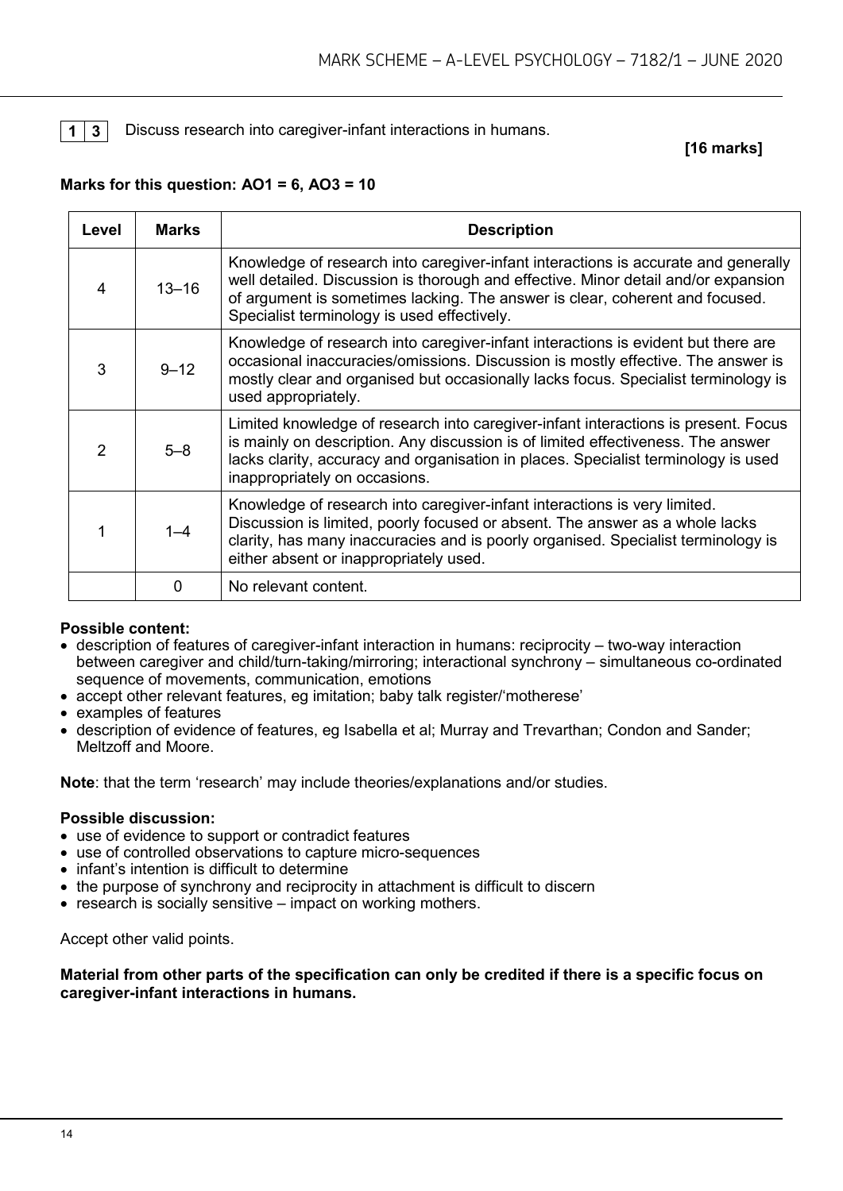**1 3** Discuss research into caregiver-infant interactions in humans.

**[16 marks]**

**Marks for this question: AO1 = 6, AO3 = 10**

| Level | Marks | Description |
|---|---|---|
| 4 | 13–16 | Knowledge of research into caregiver-infant interactions is accurate and generally well detailed. Discussion is thorough and effective. Minor detail and/or expansion of argument is sometimes lacking. The answer is clear, coherent and focused. Specialist terminology is used effectively. |
| 3 | 9–12 | Knowledge of research into caregiver-infant interactions is evident but there are occasional inaccuracies/omissions. Discussion is mostly effective. The answer is mostly clear and organised but occasionally lacks focus. Specialist terminology is used appropriately. |
| 2 | 5–8 | Limited knowledge of research into caregiver-infant interactions is present. Focus is mainly on description. Any discussion is of limited effectiveness. The answer lacks clarity, accuracy and organisation in places. Specialist terminology is used inappropriately on occasions. |
| 1 | 1–4 | Knowledge of research into caregiver-infant interactions is very limited. Discussion is limited, poorly focused or absent. The answer as a whole lacks clarity, has many inaccuracies and is poorly organised. Specialist terminology is either absent or inappropriately used. |
| | 0 | No relevant content. |

**Possible content:**

- description of features of caregiver-infant interaction in humans: reciprocity – two-way interaction between caregiver and child/turn-taking/mirroring; interactional synchrony – simultaneous co-ordinated sequence of movements, communication, emotions
- accept other relevant features, eg imitation; baby talk register/'motherese'
- examples of features
- description of evidence of features, eg Isabella et al; Murray and Trevarthan; Condon and Sander; Meltzoff and Moore.

**Note**: that the term 'research' may include theories/explanations and/or studies.

**Possible discussion:**

- use of evidence to support or contradict features
- use of controlled observations to capture micro-sequences
- infant's intention is difficult to determine
- the purpose of synchrony and reciprocity in attachment is difficult to discern
- research is socially sensitive – impact on working mothers.

Accept other valid points.

**Material from other parts of the specification can only be credited if there is a specific focus on caregiver-infant interactions in humans.**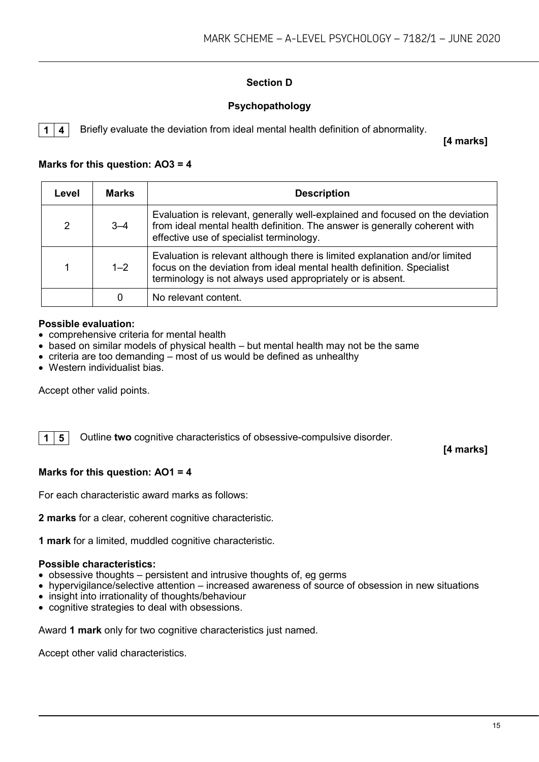## Section D

## Psychopathology

**1 4** Briefly evaluate the deviation from ideal mental health definition of abnormality.

**[4 marks]**

**Marks for this question: AO3 = 4**

| Level | Marks | Description |
|---|---|---|
| 2 | 3–4 | Evaluation is relevant, generally well-explained and focused on the deviation from ideal mental health definition. The answer is generally coherent with effective use of specialist terminology. |
| 1 | 1–2 | Evaluation is relevant although there is limited explanation and/or limited focus on the deviation from ideal mental health definition. Specialist terminology is not always used appropriately or is absent. |
| | 0 | No relevant content. |

**Possible evaluation:**

- comprehensive criteria for mental health
- based on similar models of physical health – but mental health may not be the same
- criteria are too demanding – most of us would be defined as unhealthy
- Western individualist bias.

Accept other valid points.

**1 5** Outline **two** cognitive characteristics of obsessive-compulsive disorder.

**[4 marks]**

**Marks for this question: AO1 = 4**

For each characteristic award marks as follows:

**2 marks** for a clear, coherent cognitive characteristic.

**1 mark** for a limited, muddled cognitive characteristic.

**Possible characteristics:**

- obsessive thoughts – persistent and intrusive thoughts of, eg germs
- hypervigilance/selective attention – increased awareness of source of obsession in new situations
- insight into irrationality of thoughts/behaviour
- cognitive strategies to deal with obsessions.

Award **1 mark** only for two cognitive characteristics just named.

Accept other valid characteristics.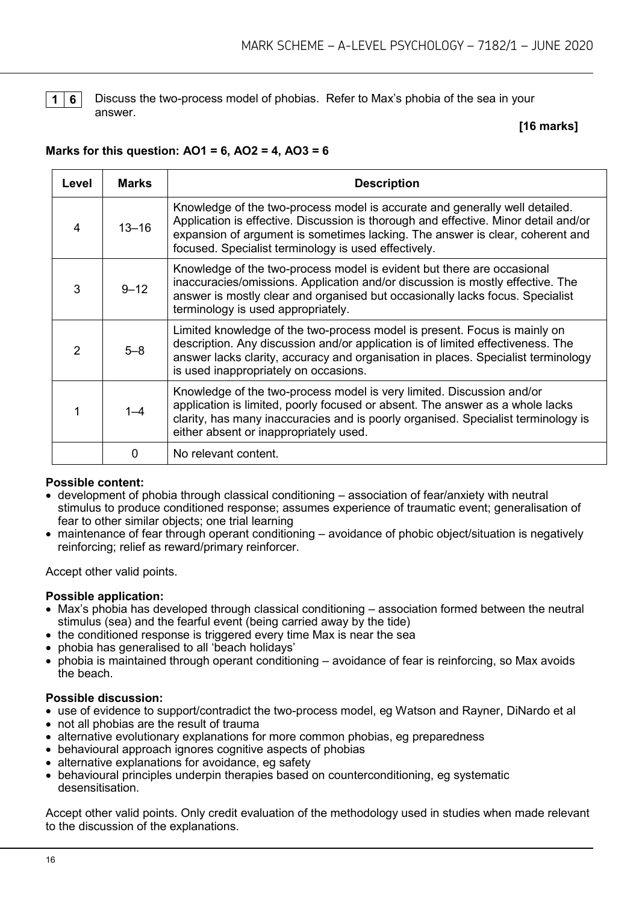**1 6** Discuss the two-process model of phobias. Refer to Max's phobia of the sea in your answer.

**[16 marks]**

**Marks for this question: AO1 = 6, AO2 = 4, AO3 = 6**

| Level | Marks | Description |
|---|---|---|
| 4 | 13–16 | Knowledge of the two-process model is accurate and generally well detailed. Application is effective. Discussion is thorough and effective. Minor detail and/or expansion of argument is sometimes lacking. The answer is clear, coherent and focused. Specialist terminology is used effectively. |
| 3 | 9–12 | Knowledge of the two-process model is evident but there are occasional inaccuracies/omissions. Application and/or discussion is mostly effective. The answer is mostly clear and organised but occasionally lacks focus. Specialist terminology is used appropriately. |
| 2 | 5–8 | Limited knowledge of the two-process model is present. Focus is mainly on description. Any discussion and/or application is of limited effectiveness. The answer lacks clarity, accuracy and organisation in places. Specialist terminology is used inappropriately on occasions. |
| 1 | 1–4 | Knowledge of the two-process model is very limited. Discussion and/or application is limited, poorly focused or absent. The answer as a whole lacks clarity, has many inaccuracies and is poorly organised. Specialist terminology is either absent or inappropriately used. |
| | 0 | No relevant content. |

**Possible content:**

- development of phobia through classical conditioning – association of fear/anxiety with neutral stimulus to produce conditioned response; assumes experience of traumatic event; generalisation of fear to other similar objects; one trial learning
- maintenance of fear through operant conditioning – avoidance of phobic object/situation is negatively reinforcing; relief as reward/primary reinforcer.

Accept other valid points.

**Possible application:**

- Max's phobia has developed through classical conditioning – association formed between the neutral stimulus (sea) and the fearful event (being carried away by the tide)
- the conditioned response is triggered every time Max is near the sea
- phobia has generalised to all 'beach holidays'
- phobia is maintained through operant conditioning – avoidance of fear is reinforcing, so Max avoids the beach.

**Possible discussion:**

- use of evidence to support/contradict the two-process model, eg Watson and Rayner, DiNardo et al
- not all phobias are the result of trauma
- alternative evolutionary explanations for more common phobias, eg preparedness
- behavioural approach ignores cognitive aspects of phobias
- alternative explanations for avoidance, eg safety
- behavioural principles underpin therapies based on counterconditioning, eg systematic desensitisation.

Accept other valid points. Only credit evaluation of the methodology used in studies when made relevant to the discussion of the explanations.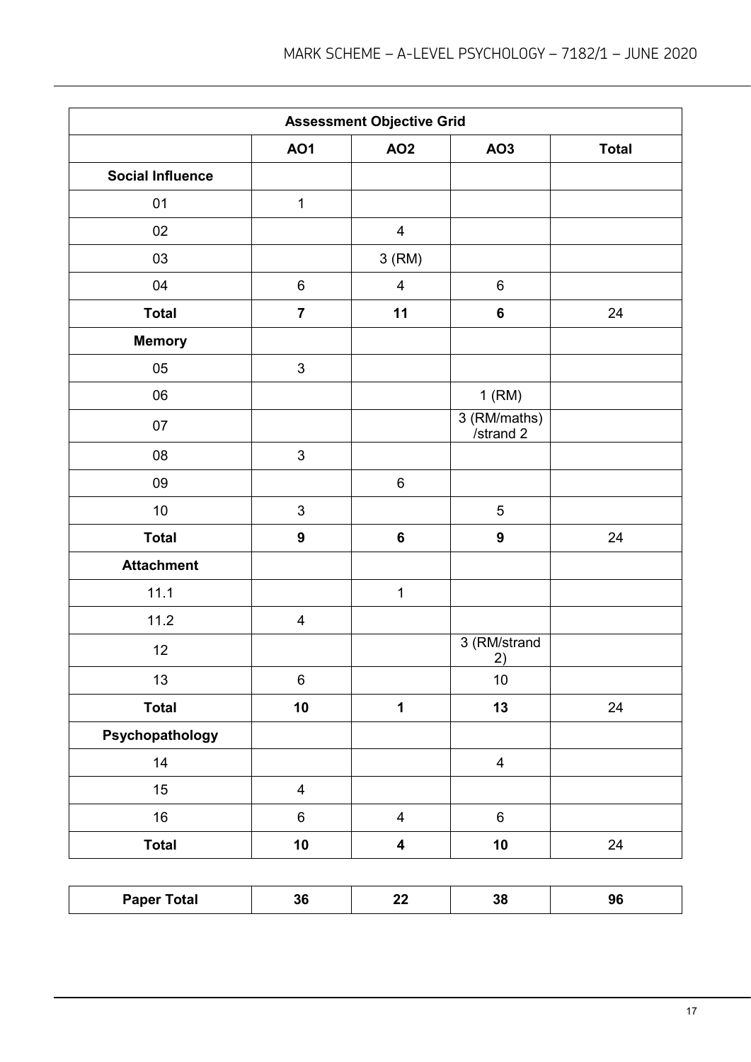| Assessment Objective Grid | | | | |
|---|---|---|---|---|
| | **AO1** | **AO2** | **AO3** | **Total** |
| **Social Influence** | | | | |
| 01 | 1 | | | |
| 02 | | 4 | | |
| 03 | | 3 (RM) | | |
| 04 | 6 | 4 | 6 | |
| **Total** | **7** | **11** | **6** | 24 |
| **Memory** | | | | |
| 05 | 3 | | | |
| 06 | | | 1 (RM) | |
| 07 | | | 3 (RM/maths) /strand 2 | |
| 08 | 3 | | | |
| 09 | | 6 | | |
| 10 | 3 | | 5 | |
| **Total** | **9** | **6** | **9** | 24 |
| **Attachment** | | | | |
| 11.1 | | 1 | | |
| 11.2 | 4 | | | |
| 12 | | | 3 (RM/strand 2) | |
| 13 | 6 | | 10 | |
| **Total** | **10** | **1** | **13** | 24 |
| **Psychopathology** | | | | |
| 14 | | | 4 | |
| 15 | 4 | | | |
| 16 | 6 | 4 | 6 | |
| **Total** | **10** | **4** | **10** | 24 |

| | | | | |
|---|---|---|---|---|
| **Paper Total** | **36** | **22** | **38** | **96** |